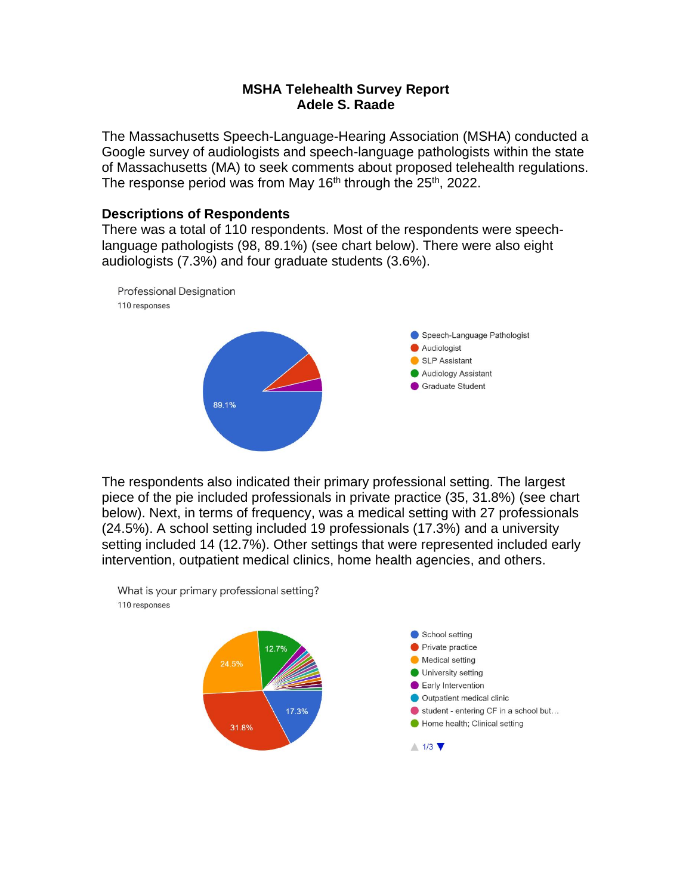**MSHA Telehealth Survey Report**
**Adele S. Raade**

The Massachusetts Speech-Language-Hearing Association (MSHA) conducted a Google survey of audiologists and speech-language pathologists within the state of Massachusetts (MA) to seek comments about proposed telehealth regulations. The response period was from May 16th through the 25th, 2022.

## Descriptions of Respondents

There was a total of 110 respondents. Most of the respondents were speech-language pathologists (98, 89.1%) (see chart below). There were also eight audiologists (7.3%) and four graduate students (3.6%).

Professional Designation
110 responses

- Speech-Language Pathologist
- Audiologist
- SLP Assistant
- Audiology Assistant
- Graduate Student

89.1%

The respondents also indicated their primary professional setting. The largest piece of the pie included professionals in private practice (35, 31.8%) (see chart below). Next, in terms of frequency, was a medical setting with 27 professionals (24.5%). A school setting included 19 professionals (17.3%) and a university setting included 14 (12.7%). Other settings that were represented included early intervention, outpatient medical clinics, home health agencies, and others.

What is your primary professional setting?
110 responses

- School setting
- Private practice
- Medical setting
- University setting
- Early Intervention
- Outpatient medical clinic
- student - entering CF in a school but…
- Home health; Clinical setting

1/3

12.7% 24.5% 17.3% 31.8%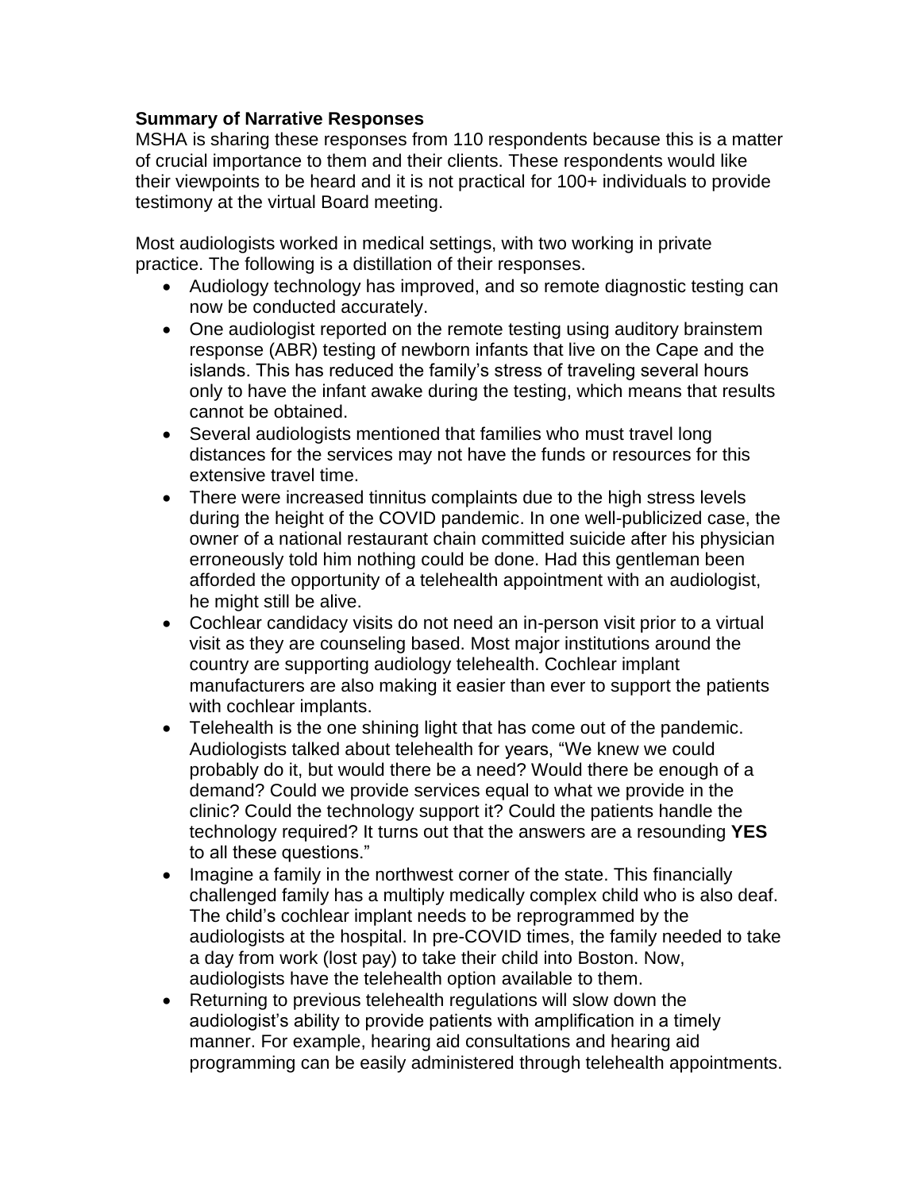**Summary of Narrative Responses**

MSHA is sharing these responses from 110 respondents because this is a matter of crucial importance to them and their clients. These respondents would like their viewpoints to be heard and it is not practical for 100+ individuals to provide testimony at the virtual Board meeting.

Most audiologists worked in medical settings, with two working in private practice. The following is a distillation of their responses.

- Audiology technology has improved, and so remote diagnostic testing can now be conducted accurately.
- One audiologist reported on the remote testing using auditory brainstem response (ABR) testing of newborn infants that live on the Cape and the islands. This has reduced the family's stress of traveling several hours only to have the infant awake during the testing, which means that results cannot be obtained.
- Several audiologists mentioned that families who must travel long distances for the services may not have the funds or resources for this extensive travel time.
- There were increased tinnitus complaints due to the high stress levels during the height of the COVID pandemic. In one well-publicized case, the owner of a national restaurant chain committed suicide after his physician erroneously told him nothing could be done. Had this gentleman been afforded the opportunity of a telehealth appointment with an audiologist, he might still be alive.
- Cochlear candidacy visits do not need an in-person visit prior to a virtual visit as they are counseling based. Most major institutions around the country are supporting audiology telehealth. Cochlear implant manufacturers are also making it easier than ever to support the patients with cochlear implants.
- Telehealth is the one shining light that has come out of the pandemic. Audiologists talked about telehealth for years, "We knew we could probably do it, but would there be a need? Would there be enough of a demand? Could we provide services equal to what we provide in the clinic? Could the technology support it? Could the patients handle the technology required? It turns out that the answers are a resounding **YES** to all these questions."
- Imagine a family in the northwest corner of the state. This financially challenged family has a multiply medically complex child who is also deaf. The child's cochlear implant needs to be reprogrammed by the audiologists at the hospital. In pre-COVID times, the family needed to take a day from work (lost pay) to take their child into Boston. Now, audiologists have the telehealth option available to them.
- Returning to previous telehealth regulations will slow down the audiologist's ability to provide patients with amplification in a timely manner. For example, hearing aid consultations and hearing aid programming can be easily administered through telehealth appointments.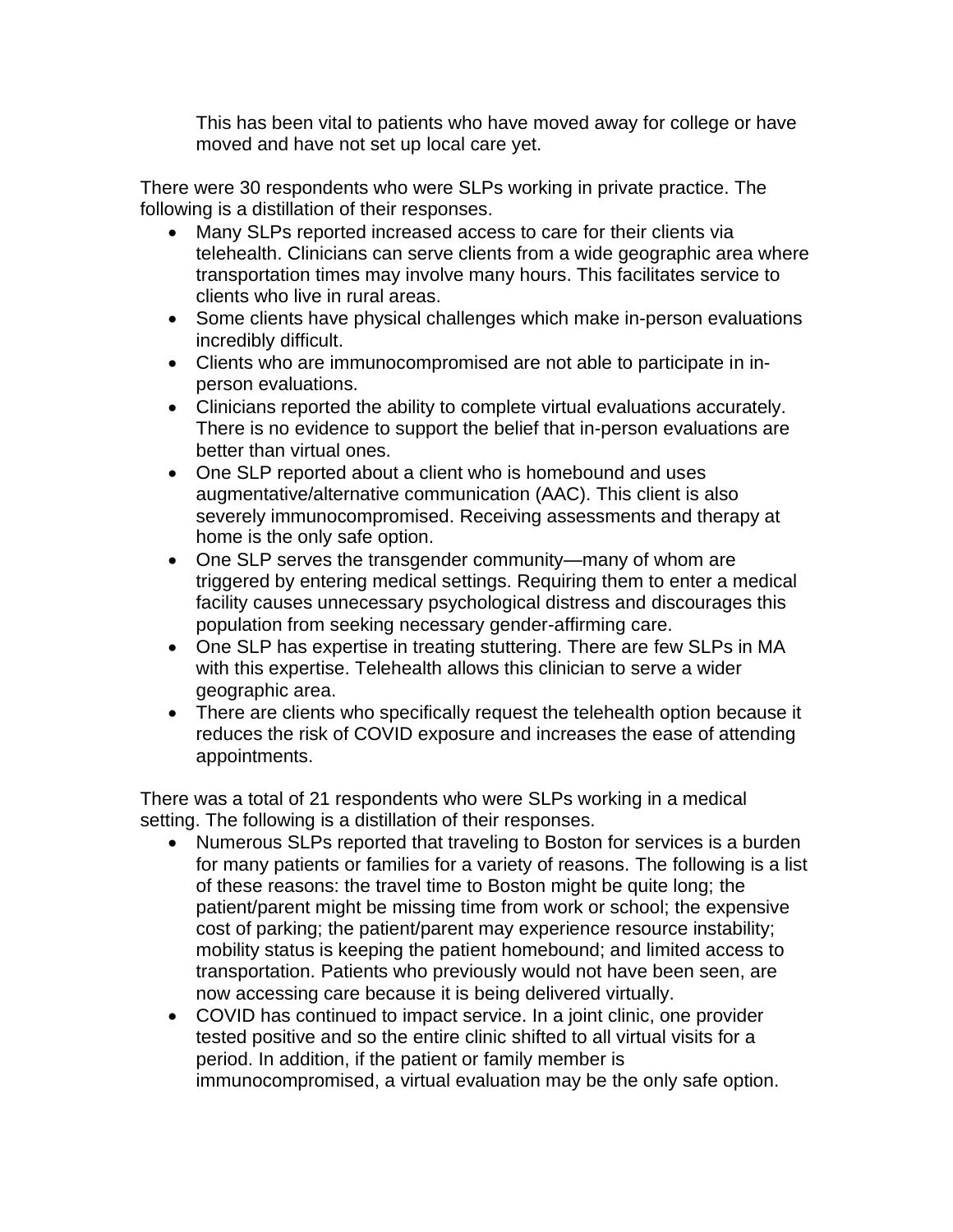This has been vital to patients who have moved away for college or have moved and have not set up local care yet.

There were 30 respondents who were SLPs working in private practice. The following is a distillation of their responses.

- Many SLPs reported increased access to care for their clients via telehealth. Clinicians can serve clients from a wide geographic area where transportation times may involve many hours. This facilitates service to clients who live in rural areas.
- Some clients have physical challenges which make in-person evaluations incredibly difficult.
- Clients who are immunocompromised are not able to participate in in-person evaluations.
- Clinicians reported the ability to complete virtual evaluations accurately. There is no evidence to support the belief that in-person evaluations are better than virtual ones.
- One SLP reported about a client who is homebound and uses augmentative/alternative communication (AAC). This client is also severely immunocompromised. Receiving assessments and therapy at home is the only safe option.
- One SLP serves the transgender community—many of whom are triggered by entering medical settings. Requiring them to enter a medical facility causes unnecessary psychological distress and discourages this population from seeking necessary gender-affirming care.
- One SLP has expertise in treating stuttering. There are few SLPs in MA with this expertise. Telehealth allows this clinician to serve a wider geographic area.
- There are clients who specifically request the telehealth option because it reduces the risk of COVID exposure and increases the ease of attending appointments.

There was a total of 21 respondents who were SLPs working in a medical setting. The following is a distillation of their responses.

- Numerous SLPs reported that traveling to Boston for services is a burden for many patients or families for a variety of reasons. The following is a list of these reasons: the travel time to Boston might be quite long; the patient/parent might be missing time from work or school; the expensive cost of parking; the patient/parent may experience resource instability; mobility status is keeping the patient homebound; and limited access to transportation. Patients who previously would not have been seen, are now accessing care because it is being delivered virtually.
- COVID has continued to impact service. In a joint clinic, one provider tested positive and so the entire clinic shifted to all virtual visits for a period. In addition, if the patient or family member is immunocompromised, a virtual evaluation may be the only safe option.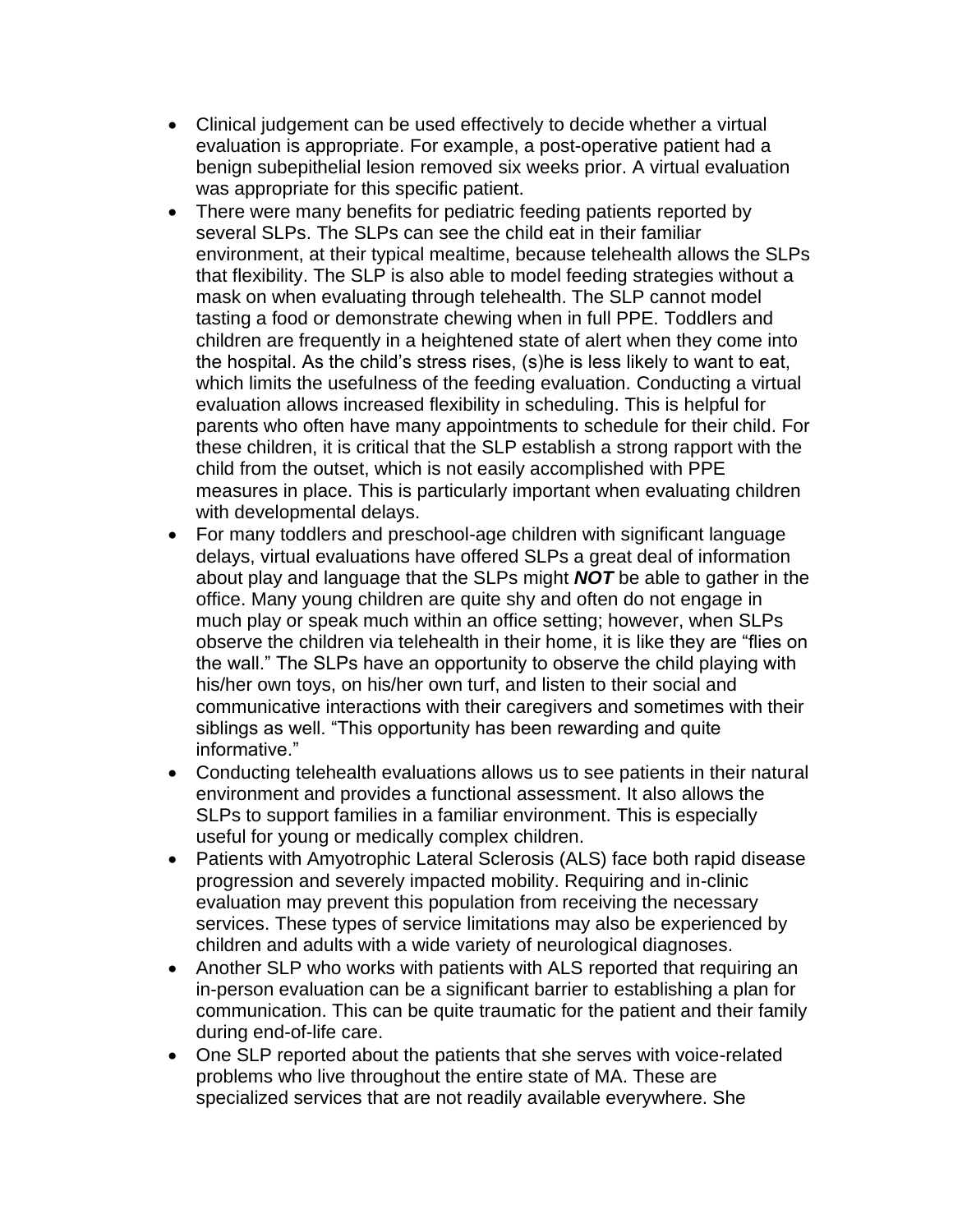- Clinical judgement can be used effectively to decide whether a virtual evaluation is appropriate. For example, a post-operative patient had a benign subepithelial lesion removed six weeks prior. A virtual evaluation was appropriate for this specific patient.
- There were many benefits for pediatric feeding patients reported by several SLPs. The SLPs can see the child eat in their familiar environment, at their typical mealtime, because telehealth allows the SLPs that flexibility. The SLP is also able to model feeding strategies without a mask on when evaluating through telehealth. The SLP cannot model tasting a food or demonstrate chewing when in full PPE. Toddlers and children are frequently in a heightened state of alert when they come into the hospital. As the child's stress rises, (s)he is less likely to want to eat, which limits the usefulness of the feeding evaluation. Conducting a virtual evaluation allows increased flexibility in scheduling. This is helpful for parents who often have many appointments to schedule for their child. For these children, it is critical that the SLP establish a strong rapport with the child from the outset, which is not easily accomplished with PPE measures in place. This is particularly important when evaluating children with developmental delays.
- For many toddlers and preschool-age children with significant language delays, virtual evaluations have offered SLPs a great deal of information about play and language that the SLPs might ***NOT*** be able to gather in the office. Many young children are quite shy and often do not engage in much play or speak much within an office setting; however, when SLPs observe the children via telehealth in their home, it is like they are "flies on the wall." The SLPs have an opportunity to observe the child playing with his/her own toys, on his/her own turf, and listen to their social and communicative interactions with their caregivers and sometimes with their siblings as well. "This opportunity has been rewarding and quite informative."
- Conducting telehealth evaluations allows us to see patients in their natural environment and provides a functional assessment. It also allows the SLPs to support families in a familiar environment. This is especially useful for young or medically complex children.
- Patients with Amyotrophic Lateral Sclerosis (ALS) face both rapid disease progression and severely impacted mobility. Requiring and in-clinic evaluation may prevent this population from receiving the necessary services. These types of service limitations may also be experienced by children and adults with a wide variety of neurological diagnoses.
- Another SLP who works with patients with ALS reported that requiring an in-person evaluation can be a significant barrier to establishing a plan for communication. This can be quite traumatic for the patient and their family during end-of-life care.
- One SLP reported about the patients that she serves with voice-related problems who live throughout the entire state of MA. These are specialized services that are not readily available everywhere. She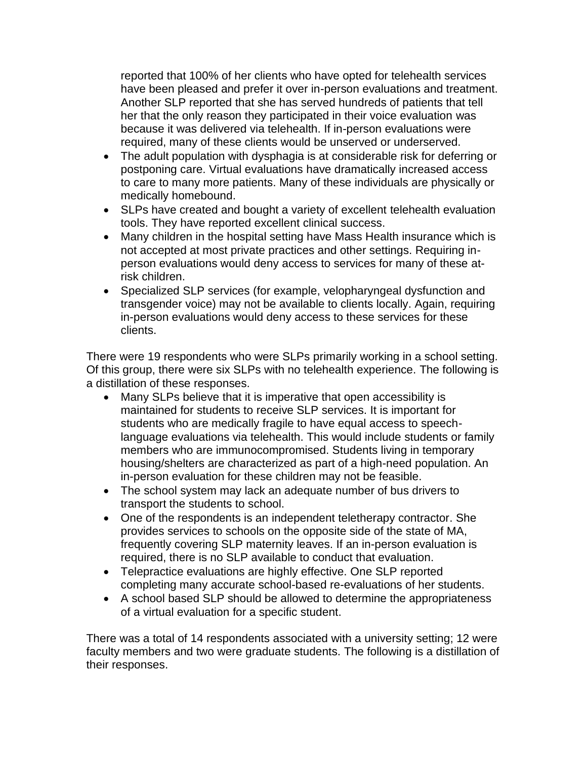reported that 100% of her clients who have opted for telehealth services have been pleased and prefer it over in-person evaluations and treatment. Another SLP reported that she has served hundreds of patients that tell her that the only reason they participated in their voice evaluation was because it was delivered via telehealth. If in-person evaluations were required, many of these clients would be unserved or underserved.

- The adult population with dysphagia is at considerable risk for deferring or postponing care. Virtual evaluations have dramatically increased access to care to many more patients. Many of these individuals are physically or medically homebound.
- SLPs have created and bought a variety of excellent telehealth evaluation tools. They have reported excellent clinical success.
- Many children in the hospital setting have Mass Health insurance which is not accepted at most private practices and other settings. Requiring in-person evaluations would deny access to services for many of these at-risk children.
- Specialized SLP services (for example, velopharyngeal dysfunction and transgender voice) may not be available to clients locally. Again, requiring in-person evaluations would deny access to these services for these clients.

There were 19 respondents who were SLPs primarily working in a school setting. Of this group, there were six SLPs with no telehealth experience. The following is a distillation of these responses.

- Many SLPs believe that it is imperative that open accessibility is maintained for students to receive SLP services. It is important for students who are medically fragile to have equal access to speech-language evaluations via telehealth. This would include students or family members who are immunocompromised. Students living in temporary housing/shelters are characterized as part of a high-need population. An in-person evaluation for these children may not be feasible.
- The school system may lack an adequate number of bus drivers to transport the students to school.
- One of the respondents is an independent teletherapy contractor. She provides services to schools on the opposite side of the state of MA, frequently covering SLP maternity leaves. If an in-person evaluation is required, there is no SLP available to conduct that evaluation.
- Telepractice evaluations are highly effective. One SLP reported completing many accurate school-based re-evaluations of her students.
- A school based SLP should be allowed to determine the appropriateness of a virtual evaluation for a specific student.

There was a total of 14 respondents associated with a university setting; 12 were faculty members and two were graduate students. The following is a distillation of their responses.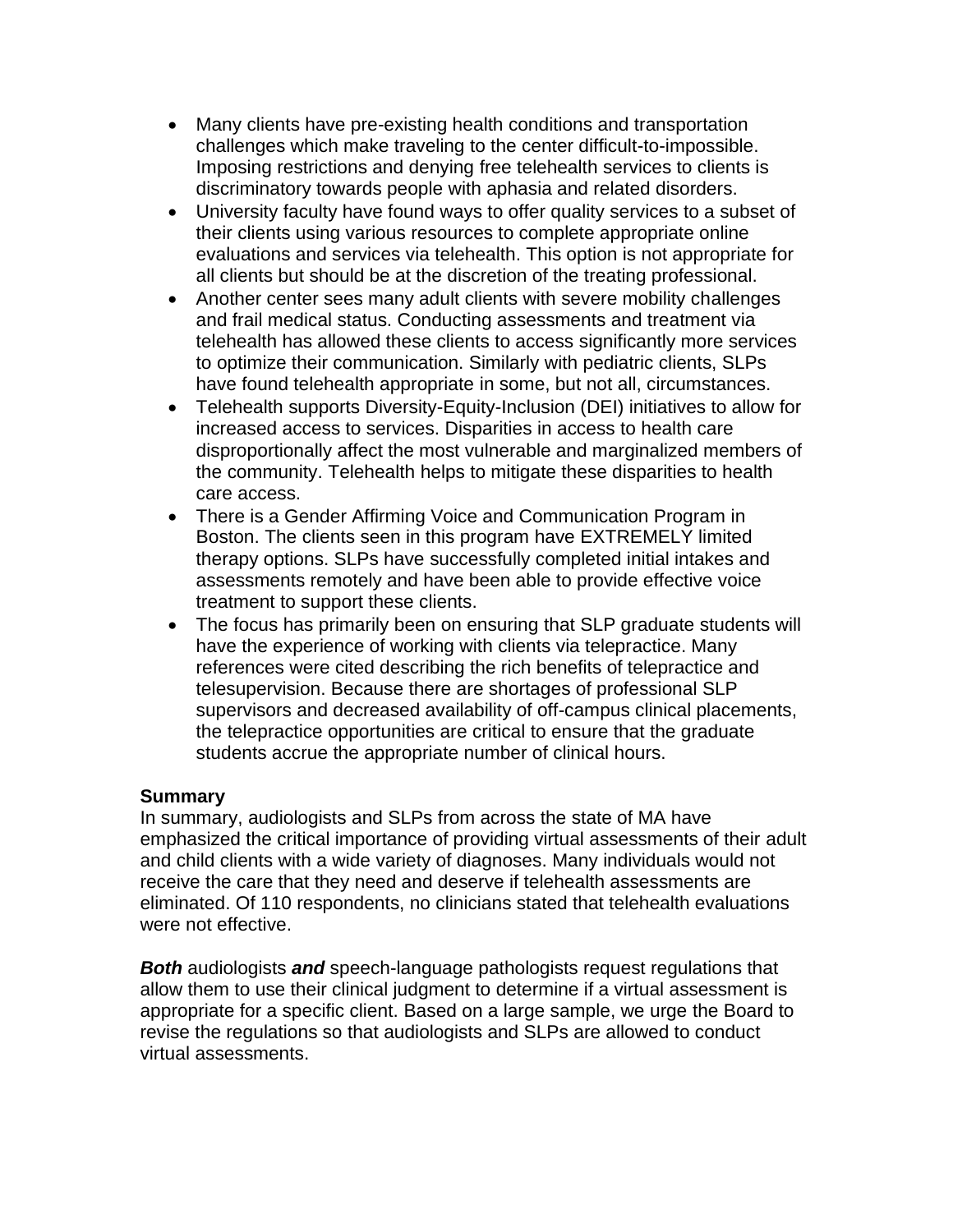- Many clients have pre-existing health conditions and transportation challenges which make traveling to the center difficult-to-impossible. Imposing restrictions and denying free telehealth services to clients is discriminatory towards people with aphasia and related disorders.
- University faculty have found ways to offer quality services to a subset of their clients using various resources to complete appropriate online evaluations and services via telehealth. This option is not appropriate for all clients but should be at the discretion of the treating professional.
- Another center sees many adult clients with severe mobility challenges and frail medical status. Conducting assessments and treatment via telehealth has allowed these clients to access significantly more services to optimize their communication. Similarly with pediatric clients, SLPs have found telehealth appropriate in some, but not all, circumstances.
- Telehealth supports Diversity-Equity-Inclusion (DEI) initiatives to allow for increased access to services. Disparities in access to health care disproportionally affect the most vulnerable and marginalized members of the community. Telehealth helps to mitigate these disparities to health care access.
- There is a Gender Affirming Voice and Communication Program in Boston. The clients seen in this program have EXTREMELY limited therapy options. SLPs have successfully completed initial intakes and assessments remotely and have been able to provide effective voice treatment to support these clients.
- The focus has primarily been on ensuring that SLP graduate students will have the experience of working with clients via telepractice. Many references were cited describing the rich benefits of telepractice and telesupervision. Because there are shortages of professional SLP supervisors and decreased availability of off-campus clinical placements, the telepractice opportunities are critical to ensure that the graduate students accrue the appropriate number of clinical hours.

**Summary**

In summary, audiologists and SLPs from across the state of MA have emphasized the critical importance of providing virtual assessments of their adult and child clients with a wide variety of diagnoses. Many individuals would not receive the care that they need and deserve if telehealth assessments are eliminated. Of 110 respondents, no clinicians stated that telehealth evaluations were not effective.

***Both*** audiologists ***and*** speech-language pathologists request regulations that allow them to use their clinical judgment to determine if a virtual assessment is appropriate for a specific client. Based on a large sample, we urge the Board to revise the regulations so that audiologists and SLPs are allowed to conduct virtual assessments.